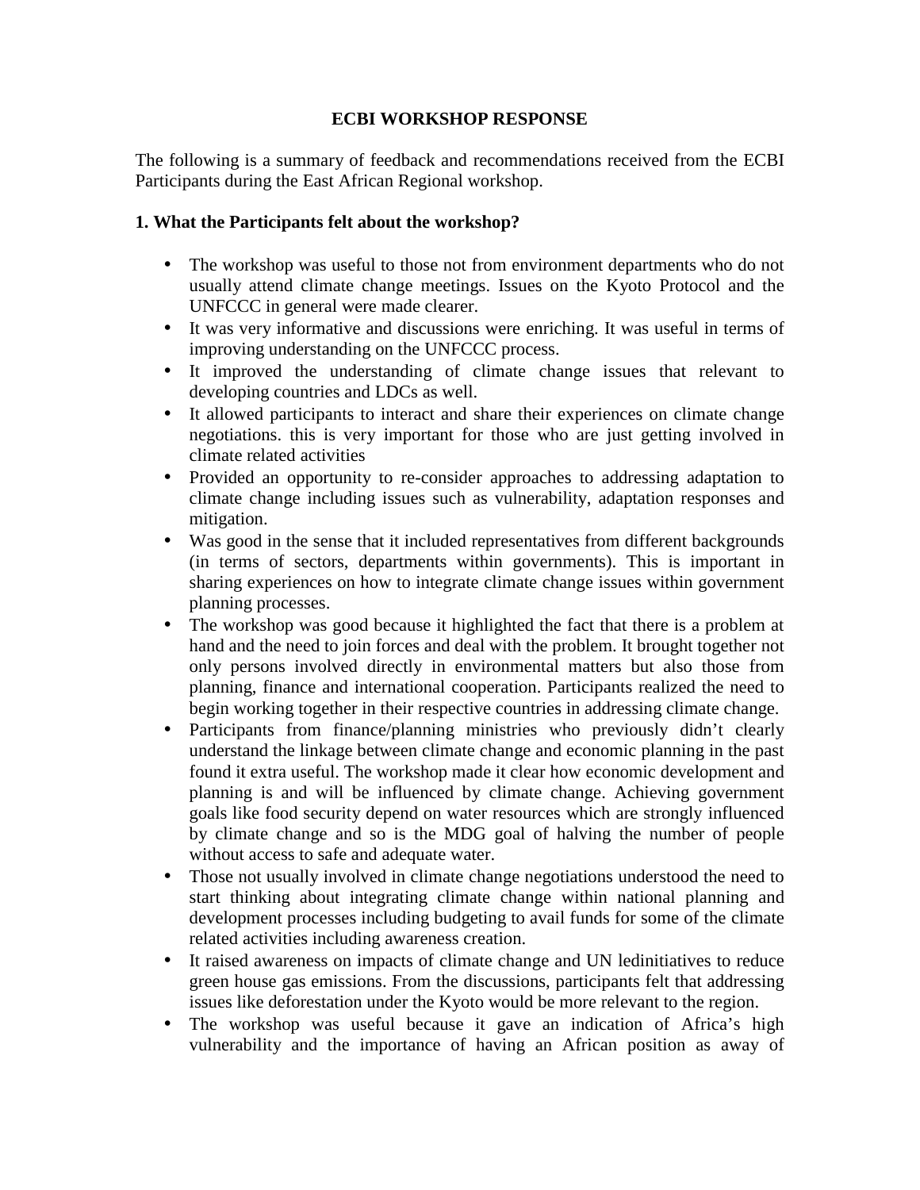# ECBI WORKSHOP RESPONSE

The following is a summary of feedback and recommendations received from the ECBI Participants during the East African Regional workshop.

## 1. What the Participants felt about the workshop?

- The workshop was useful to those not from environment departments who do not usually attend climate change meetings. Issues on the Kyoto Protocol and the UNFCCC in general were made clearer.
- It was very informative and discussions were enriching. It was useful in terms of improving understanding on the UNFCCC process.
- It improved the understanding of climate change issues that relevant to developing countries and LDCs as well.
- It allowed participants to interact and share their experiences on climate change negotiations. this is very important for those who are just getting involved in climate related activities
- Provided an opportunity to re-consider approaches to addressing adaptation to climate change including issues such as vulnerability, adaptation responses and mitigation.
- Was good in the sense that it included representatives from different backgrounds (in terms of sectors, departments within governments). This is important in sharing experiences on how to integrate climate change issues within government planning processes.
- The workshop was good because it highlighted the fact that there is a problem at hand and the need to join forces and deal with the problem. It brought together not only persons involved directly in environmental matters but also those from planning, finance and international cooperation. Participants realized the need to begin working together in their respective countries in addressing climate change.
- Participants from finance/planning ministries who previously didn't clearly understand the linkage between climate change and economic planning in the past found it extra useful. The workshop made it clear how economic development and planning is and will be influenced by climate change. Achieving government goals like food security depend on water resources which are strongly influenced by climate change and so is the MDG goal of halving the number of people without access to safe and adequate water.
- Those not usually involved in climate change negotiations understood the need to start thinking about integrating climate change within national planning and development processes including budgeting to avail funds for some of the climate related activities including awareness creation.
- It raised awareness on impacts of climate change and UN ledinitiatives to reduce green house gas emissions. From the discussions, participants felt that addressing issues like deforestation under the Kyoto would be more relevant to the region.
- The workshop was useful because it gave an indication of Africa's high vulnerability and the importance of having an African position as away of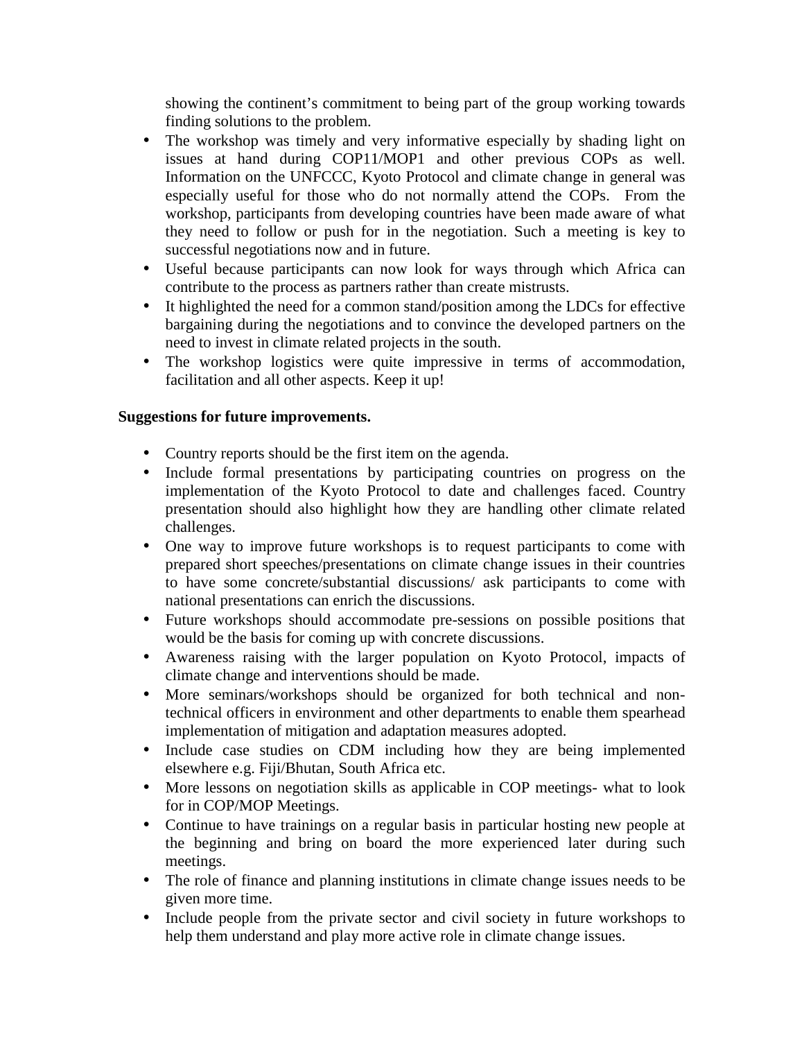showing the continent's commitment to being part of the group working towards finding solutions to the problem.

- The workshop was timely and very informative especially by shading light on issues at hand during COP11/MOP1 and other previous COPs as well. Information on the UNFCCC, Kyoto Protocol and climate change in general was especially useful for those who do not normally attend the COPs. From the workshop, participants from developing countries have been made aware of what they need to follow or push for in the negotiation. Such a meeting is key to successful negotiations now and in future.
- Useful because participants can now look for ways through which Africa can contribute to the process as partners rather than create mistrusts.
- It highlighted the need for a common stand/position among the LDCs for effective bargaining during the negotiations and to convince the developed partners on the need to invest in climate related projects in the south.
- The workshop logistics were quite impressive in terms of accommodation, facilitation and all other aspects. Keep it up!

**Suggestions for future improvements.**

- Country reports should be the first item on the agenda.
- Include formal presentations by participating countries on progress on the implementation of the Kyoto Protocol to date and challenges faced. Country presentation should also highlight how they are handling other climate related challenges.
- One way to improve future workshops is to request participants to come with prepared short speeches/presentations on climate change issues in their countries to have some concrete/substantial discussions/ ask participants to come with national presentations can enrich the discussions.
- Future workshops should accommodate pre-sessions on possible positions that would be the basis for coming up with concrete discussions.
- Awareness raising with the larger population on Kyoto Protocol, impacts of climate change and interventions should be made.
- More seminars/workshops should be organized for both technical and non-technical officers in environment and other departments to enable them spearhead implementation of mitigation and adaptation measures adopted.
- Include case studies on CDM including how they are being implemented elsewhere e.g. Fiji/Bhutan, South Africa etc.
- More lessons on negotiation skills as applicable in COP meetings- what to look for in COP/MOP Meetings.
- Continue to have trainings on a regular basis in particular hosting new people at the beginning and bring on board the more experienced later during such meetings.
- The role of finance and planning institutions in climate change issues needs to be given more time.
- Include people from the private sector and civil society in future workshops to help them understand and play more active role in climate change issues.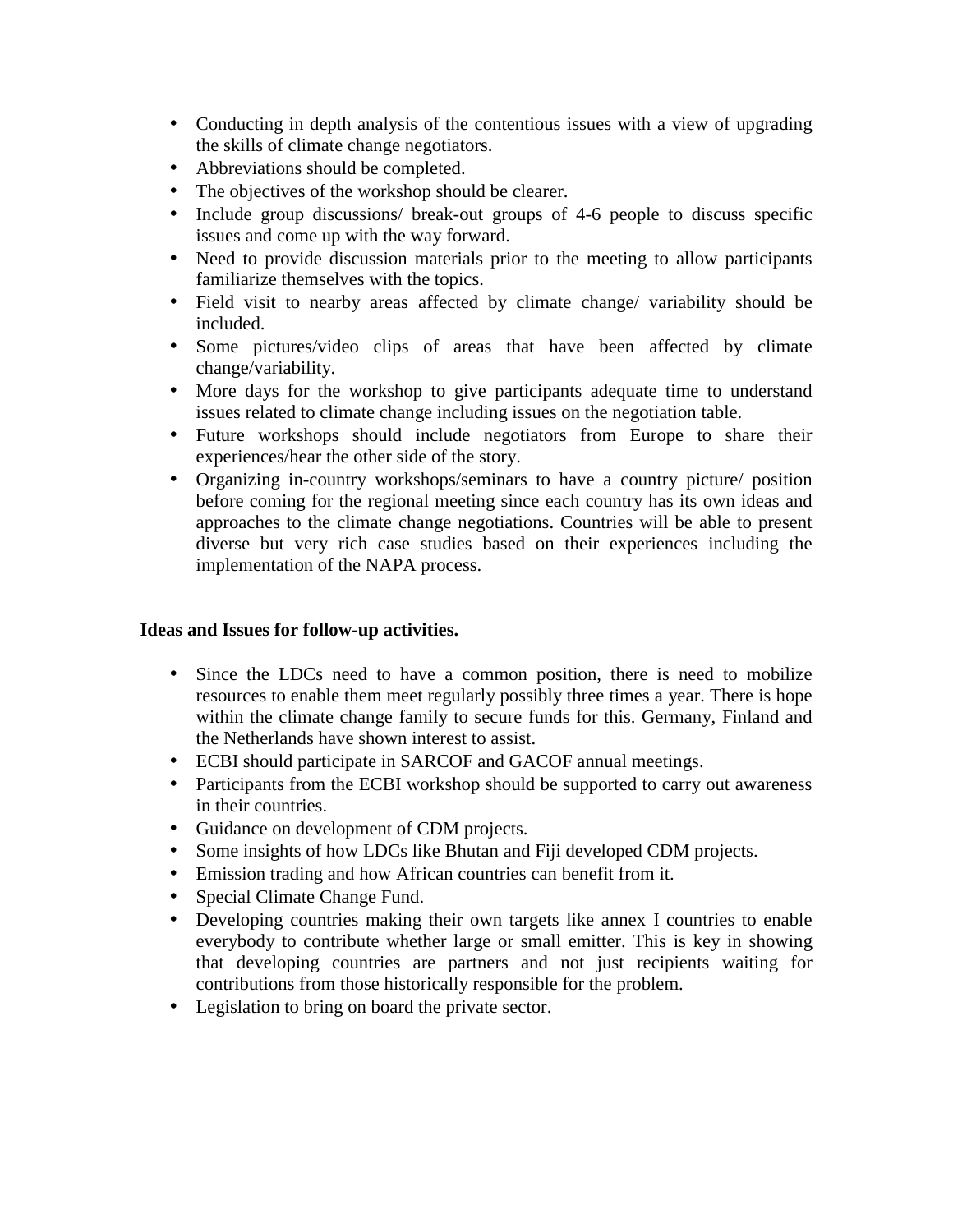- Conducting in depth analysis of the contentious issues with a view of upgrading the skills of climate change negotiators.
- Abbreviations should be completed.
- The objectives of the workshop should be clearer.
- Include group discussions/ break-out groups of 4-6 people to discuss specific issues and come up with the way forward.
- Need to provide discussion materials prior to the meeting to allow participants familiarize themselves with the topics.
- Field visit to nearby areas affected by climate change/ variability should be included.
- Some pictures/video clips of areas that have been affected by climate change/variability.
- More days for the workshop to give participants adequate time to understand issues related to climate change including issues on the negotiation table.
- Future workshops should include negotiators from Europe to share their experiences/hear the other side of the story.
- Organizing in-country workshops/seminars to have a country picture/ position before coming for the regional meeting since each country has its own ideas and approaches to the climate change negotiations. Countries will be able to present diverse but very rich case studies based on their experiences including the implementation of the NAPA process.

**Ideas and Issues for follow-up activities.**

- Since the LDCs need to have a common position, there is need to mobilize resources to enable them meet regularly possibly three times a year. There is hope within the climate change family to secure funds for this. Germany, Finland and the Netherlands have shown interest to assist.
- ECBI should participate in SARCOF and GACOF annual meetings.
- Participants from the ECBI workshop should be supported to carry out awareness in their countries.
- Guidance on development of CDM projects.
- Some insights of how LDCs like Bhutan and Fiji developed CDM projects.
- Emission trading and how African countries can benefit from it.
- Special Climate Change Fund.
- Developing countries making their own targets like annex I countries to enable everybody to contribute whether large or small emitter. This is key in showing that developing countries are partners and not just recipients waiting for contributions from those historically responsible for the problem.
- Legislation to bring on board the private sector.